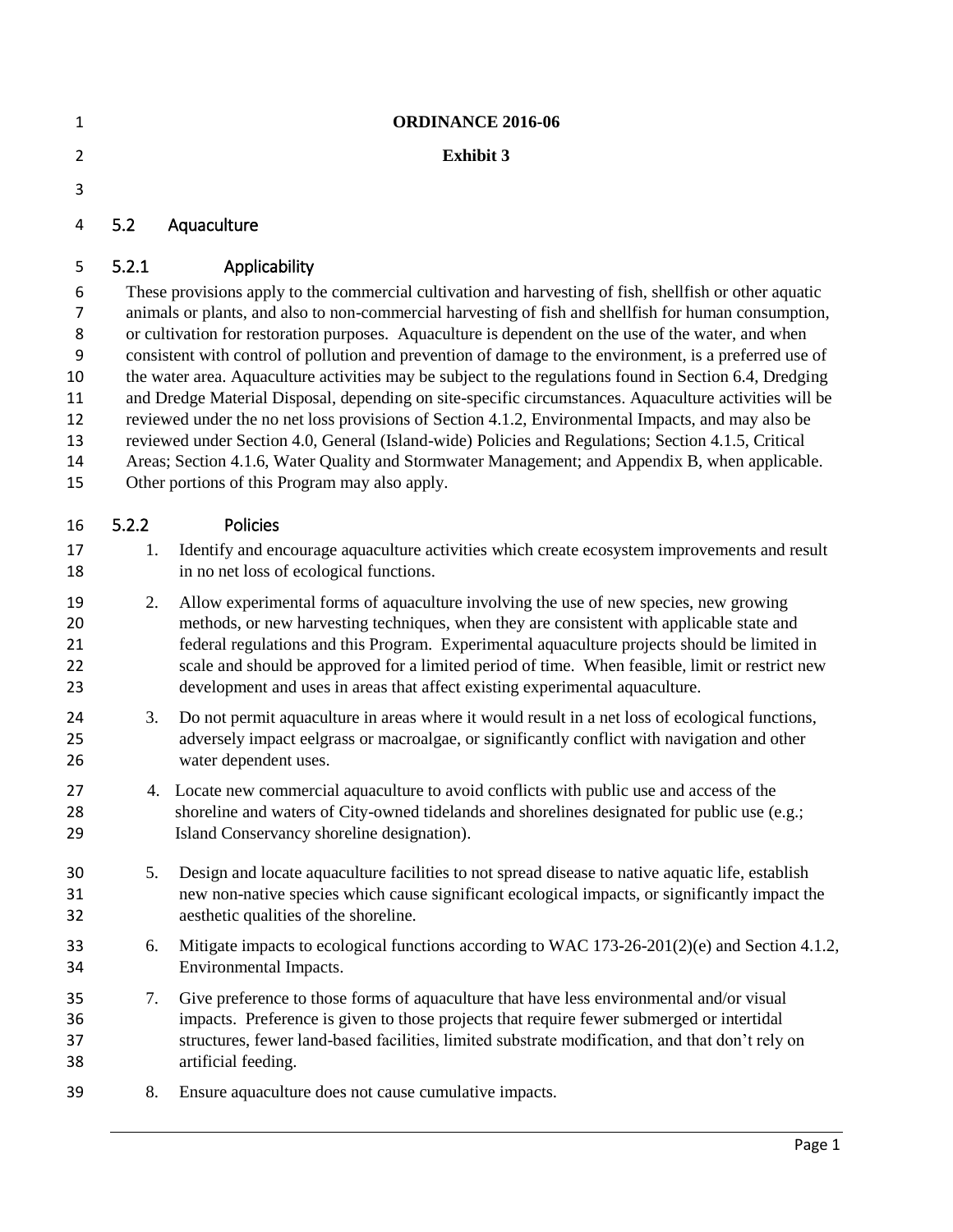**ORDINANCE 2016-06**

**Exhibit 3**

## 5.2 Aquaculture

### 5.2.1 Applicability

These provisions apply to the commercial cultivation and harvesting of fish, shellfish or other aquatic animals or plants, and also to non-commercial harvesting of fish and shellfish for human consumption, or cultivation for restoration purposes. Aquaculture is dependent on the use of the water, and when consistent with control of pollution and prevention of damage to the environment, is a preferred use of the water area. Aquaculture activities may be subject to the regulations found in Section 6.4, Dredging and Dredge Material Disposal, depending on site-specific circumstances. Aquaculture activities will be reviewed under the no net loss provisions of Section 4.1.2, Environmental Impacts, and may also be reviewed under Section 4.0, General (Island-wide) Policies and Regulations; Section 4.1.5, Critical Areas; Section 4.1.6, Water Quality and Stormwater Management; and Appendix B, when applicable. Other portions of this Program may also apply.

### 5.2.2 Policies

1. Identify and encourage aquaculture activities which create ecosystem improvements and result in no net loss of ecological functions.
2. Allow experimental forms of aquaculture involving the use of new species, new growing methods, or new harvesting techniques, when they are consistent with applicable state and federal regulations and this Program. Experimental aquaculture projects should be limited in scale and should be approved for a limited period of time. When feasible, limit or restrict new development and uses in areas that affect existing experimental aquaculture.
3. Do not permit aquaculture in areas where it would result in a net loss of ecological functions, adversely impact eelgrass or macroalgae, or significantly conflict with navigation and other water dependent uses.
4. Locate new commercial aquaculture to avoid conflicts with public use and access of the shoreline and waters of City-owned tidelands and shorelines designated for public use (e.g.; Island Conservancy shoreline designation).
5. Design and locate aquaculture facilities to not spread disease to native aquatic life, establish new non-native species which cause significant ecological impacts, or significantly impact the aesthetic qualities of the shoreline.
6. Mitigate impacts to ecological functions according to WAC 173-26-201(2)(e) and Section 4.1.2, Environmental Impacts.
7. Give preference to those forms of aquaculture that have less environmental and/or visual impacts. Preference is given to those projects that require fewer submerged or intertidal structures, fewer land-based facilities, limited substrate modification, and that don't rely on artificial feeding.
8. Ensure aquaculture does not cause cumulative impacts.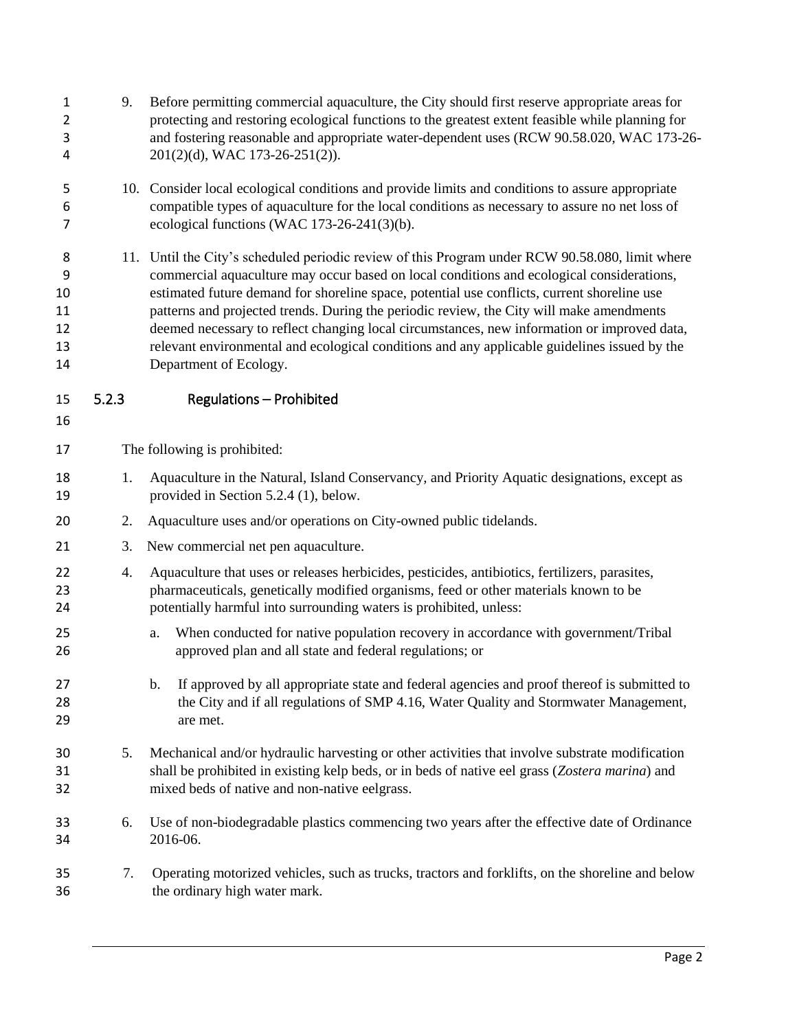9. Before permitting commercial aquaculture, the City should first reserve appropriate areas for protecting and restoring ecological functions to the greatest extent feasible while planning for and fostering reasonable and appropriate water-dependent uses (RCW 90.58.020, WAC 173-26-201(2)(d), WAC 173-26-251(2)).

10. Consider local ecological conditions and provide limits and conditions to assure appropriate compatible types of aquaculture for the local conditions as necessary to assure no net loss of ecological functions (WAC 173-26-241(3)(b).

11. Until the City's scheduled periodic review of this Program under RCW 90.58.080, limit where commercial aquaculture may occur based on local conditions and ecological considerations, estimated future demand for shoreline space, potential use conflicts, current shoreline use patterns and projected trends. During the periodic review, the City will make amendments deemed necessary to reflect changing local circumstances, new information or improved data, relevant environmental and ecological conditions and any applicable guidelines issued by the Department of Ecology.

### 5.2.3 Regulations – Prohibited

The following is prohibited:

1. Aquaculture in the Natural, Island Conservancy, and Priority Aquatic designations, except as provided in Section 5.2.4 (1), below.
2. Aquaculture uses and/or operations on City-owned public tidelands.
3. New commercial net pen aquaculture.
4. Aquaculture that uses or releases herbicides, pesticides, antibiotics, fertilizers, parasites, pharmaceuticals, genetically modified organisms, feed or other materials known to be potentially harmful into surrounding waters is prohibited, unless:
   a. When conducted for native population recovery in accordance with government/Tribal approved plan and all state and federal regulations; or
   b. If approved by all appropriate state and federal agencies and proof thereof is submitted to the City and if all regulations of SMP 4.16, Water Quality and Stormwater Management, are met.
5. Mechanical and/or hydraulic harvesting or other activities that involve substrate modification shall be prohibited in existing kelp beds, or in beds of native eel grass (*Zostera marina*) and mixed beds of native and non-native eelgrass.
6. Use of non-biodegradable plastics commencing two years after the effective date of Ordinance 2016-06.
7. Operating motorized vehicles, such as trucks, tractors and forklifts, on the shoreline and below the ordinary high water mark.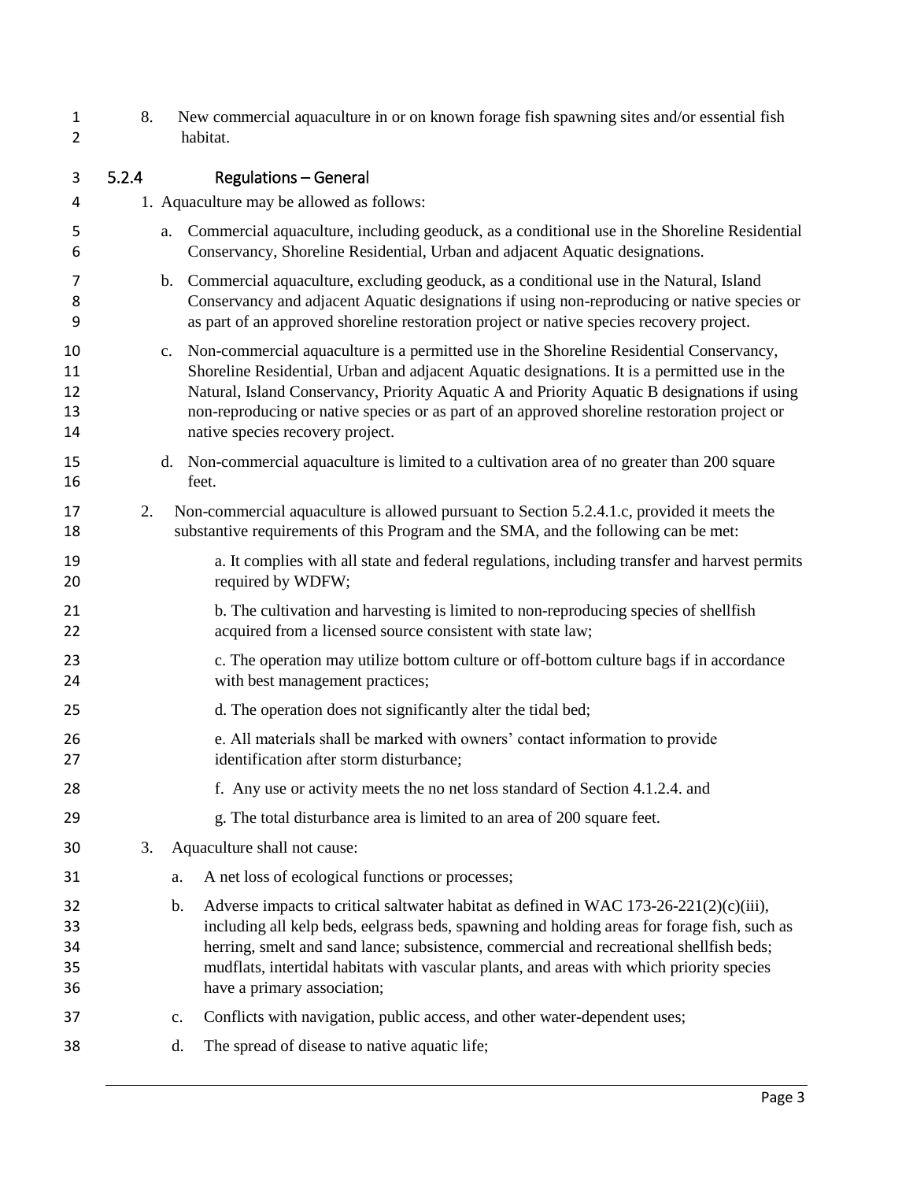8. New commercial aquaculture in or on known forage fish spawning sites and/or essential fish habitat.

### 5.2.4 Regulations – General

1. Aquaculture may be allowed as follows:
   a. Commercial aquaculture, including geoduck, as a conditional use in the Shoreline Residential Conservancy, Shoreline Residential, Urban and adjacent Aquatic designations.
   b. Commercial aquaculture, excluding geoduck, as a conditional use in the Natural, Island Conservancy and adjacent Aquatic designations if using non-reproducing or native species or as part of an approved shoreline restoration project or native species recovery project.
   c. Non-commercial aquaculture is a permitted use in the Shoreline Residential Conservancy, Shoreline Residential, Urban and adjacent Aquatic designations. It is a permitted use in the Natural, Island Conservancy, Priority Aquatic A and Priority Aquatic B designations if using non-reproducing or native species or as part of an approved shoreline restoration project or native species recovery project.
   d. Non-commercial aquaculture is limited to a cultivation area of no greater than 200 square feet.
2. Non-commercial aquaculture is allowed pursuant to Section 5.2.4.1.c, provided it meets the substantive requirements of this Program and the SMA, and the following can be met:
   a. It complies with all state and federal regulations, including transfer and harvest permits required by WDFW;
   b. The cultivation and harvesting is limited to non-reproducing species of shellfish acquired from a licensed source consistent with state law;
   c. The operation may utilize bottom culture or off-bottom culture bags if in accordance with best management practices;
   d. The operation does not significantly alter the tidal bed;
   e. All materials shall be marked with owners' contact information to provide identification after storm disturbance;
   f. Any use or activity meets the no net loss standard of Section 4.1.2.4. and
   g. The total disturbance area is limited to an area of 200 square feet.
3. Aquaculture shall not cause:
   a. A net loss of ecological functions or processes;
   b. Adverse impacts to critical saltwater habitat as defined in WAC 173-26-221(2)(c)(iii), including all kelp beds, eelgrass beds, spawning and holding areas for forage fish, such as herring, smelt and sand lance; subsistence, commercial and recreational shellfish beds; mudflats, intertidal habitats with vascular plants, and areas with which priority species have a primary association;
   c. Conflicts with navigation, public access, and other water-dependent uses;
   d. The spread of disease to native aquatic life;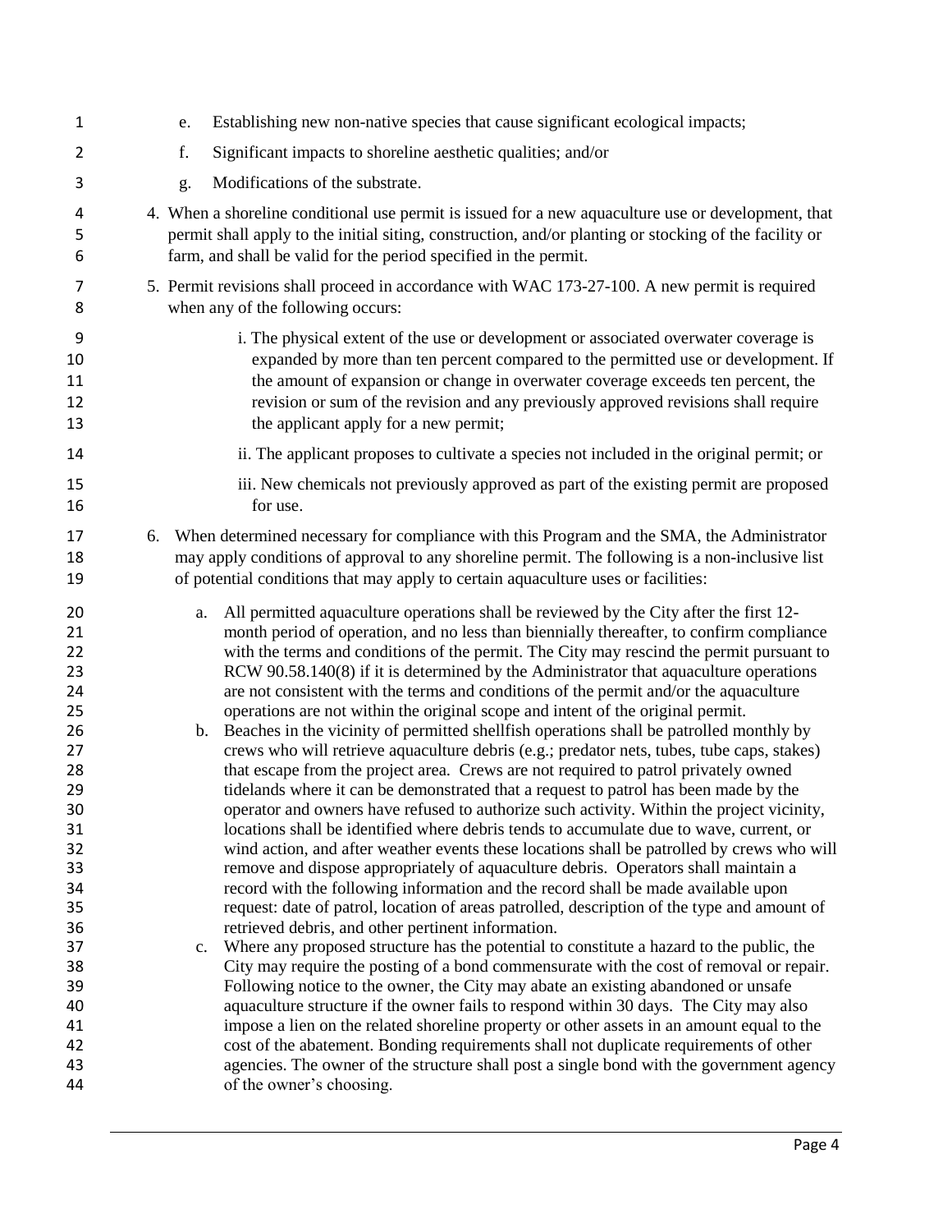e. Establishing new non-native species that cause significant ecological impacts;

f. Significant impacts to shoreline aesthetic qualities; and/or

g. Modifications of the substrate.

4. When a shoreline conditional use permit is issued for a new aquaculture use or development, that permit shall apply to the initial siting, construction, and/or planting or stocking of the facility or farm, and shall be valid for the period specified in the permit.

5. Permit revisions shall proceed in accordance with WAC 173-27-100. A new permit is required when any of the following occurs:

   i. The physical extent of the use or development or associated overwater coverage is expanded by more than ten percent compared to the permitted use or development. If the amount of expansion or change in overwater coverage exceeds ten percent, the revision or sum of the revision and any previously approved revisions shall require the applicant apply for a new permit;

   ii. The applicant proposes to cultivate a species not included in the original permit; or

   iii. New chemicals not previously approved as part of the existing permit are proposed for use.

6. When determined necessary for compliance with this Program and the SMA, the Administrator may apply conditions of approval to any shoreline permit. The following is a non-inclusive list of potential conditions that may apply to certain aquaculture uses or facilities:

   a. All permitted aquaculture operations shall be reviewed by the City after the first 12-month period of operation, and no less than biennially thereafter, to confirm compliance with the terms and conditions of the permit. The City may rescind the permit pursuant to RCW 90.58.140(8) if it is determined by the Administrator that aquaculture operations are not consistent with the terms and conditions of the permit and/or the aquaculture operations are not within the original scope and intent of the original permit.

   b. Beaches in the vicinity of permitted shellfish operations shall be patrolled monthly by crews who will retrieve aquaculture debris (e.g.; predator nets, tubes, tube caps, stakes) that escape from the project area. Crews are not required to patrol privately owned tidelands where it can be demonstrated that a request to patrol has been made by the operator and owners have refused to authorize such activity. Within the project vicinity, locations shall be identified where debris tends to accumulate due to wave, current, or wind action, and after weather events these locations shall be patrolled by crews who will remove and dispose appropriately of aquaculture debris. Operators shall maintain a record with the following information and the record shall be made available upon request: date of patrol, location of areas patrolled, description of the type and amount of retrieved debris, and other pertinent information.

   c. Where any proposed structure has the potential to constitute a hazard to the public, the City may require the posting of a bond commensurate with the cost of removal or repair. Following notice to the owner, the City may abate an existing abandoned or unsafe aquaculture structure if the owner fails to respond within 30 days. The City may also impose a lien on the related shoreline property or other assets in an amount equal to the cost of the abatement. Bonding requirements shall not duplicate requirements of other agencies. The owner of the structure shall post a single bond with the government agency of the owner's choosing.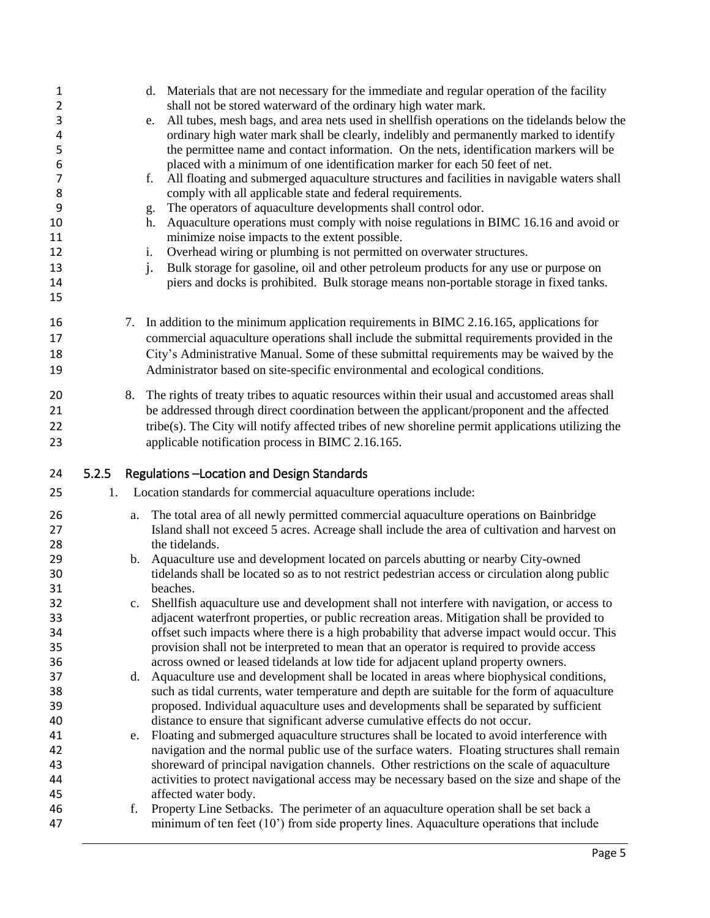d. Materials that are not necessary for the immediate and regular operation of the facility shall not be stored waterward of the ordinary high water mark.
e. All tubes, mesh bags, and area nets used in shellfish operations on the tidelands below the ordinary high water mark shall be clearly, indelibly and permanently marked to identify the permittee name and contact information. On the nets, identification markers will be placed with a minimum of one identification marker for each 50 feet of net.
f. All floating and submerged aquaculture structures and facilities in navigable waters shall comply with all applicable state and federal requirements.
g. The operators of aquaculture developments shall control odor.
h. Aquaculture operations must comply with noise regulations in BIMC 16.16 and avoid or minimize noise impacts to the extent possible.
i. Overhead wiring or plumbing is not permitted on overwater structures.
j. Bulk storage for gasoline, oil and other petroleum products for any use or purpose on piers and docks is prohibited. Bulk storage means non-portable storage in fixed tanks.

7. In addition to the minimum application requirements in BIMC 2.16.165, applications for commercial aquaculture operations shall include the submittal requirements provided in the City's Administrative Manual. Some of these submittal requirements may be waived by the Administrator based on site-specific environmental and ecological conditions.

8. The rights of treaty tribes to aquatic resources within their usual and accustomed areas shall be addressed through direct coordination between the applicant/proponent and the affected tribe(s). The City will notify affected tribes of new shoreline permit applications utilizing the applicable notification process in BIMC 2.16.165.

### 5.2.5 Regulations –Location and Design Standards

1. Location standards for commercial aquaculture operations include:

   a. The total area of all newly permitted commercial aquaculture operations on Bainbridge Island shall not exceed 5 acres. Acreage shall include the area of cultivation and harvest on the tidelands.
   b. Aquaculture use and development located on parcels abutting or nearby City-owned tidelands shall be located so as to not restrict pedestrian access or circulation along public beaches.
   c. Shellfish aquaculture use and development shall not interfere with navigation, or access to adjacent waterfront properties, or public recreation areas. Mitigation shall be provided to offset such impacts where there is a high probability that adverse impact would occur. This provision shall not be interpreted to mean that an operator is required to provide access across owned or leased tidelands at low tide for adjacent upland property owners.
   d. Aquaculture use and development shall be located in areas where biophysical conditions, such as tidal currents, water temperature and depth are suitable for the form of aquaculture proposed. Individual aquaculture uses and developments shall be separated by sufficient distance to ensure that significant adverse cumulative effects do not occur.
   e. Floating and submerged aquaculture structures shall be located to avoid interference with navigation and the normal public use of the surface waters. Floating structures shall remain shoreward of principal navigation channels. Other restrictions on the scale of aquaculture activities to protect navigational access may be necessary based on the size and shape of the affected water body.
   f. Property Line Setbacks. The perimeter of an aquaculture operation shall be set back a minimum of ten feet (10') from side property lines. Aquaculture operations that include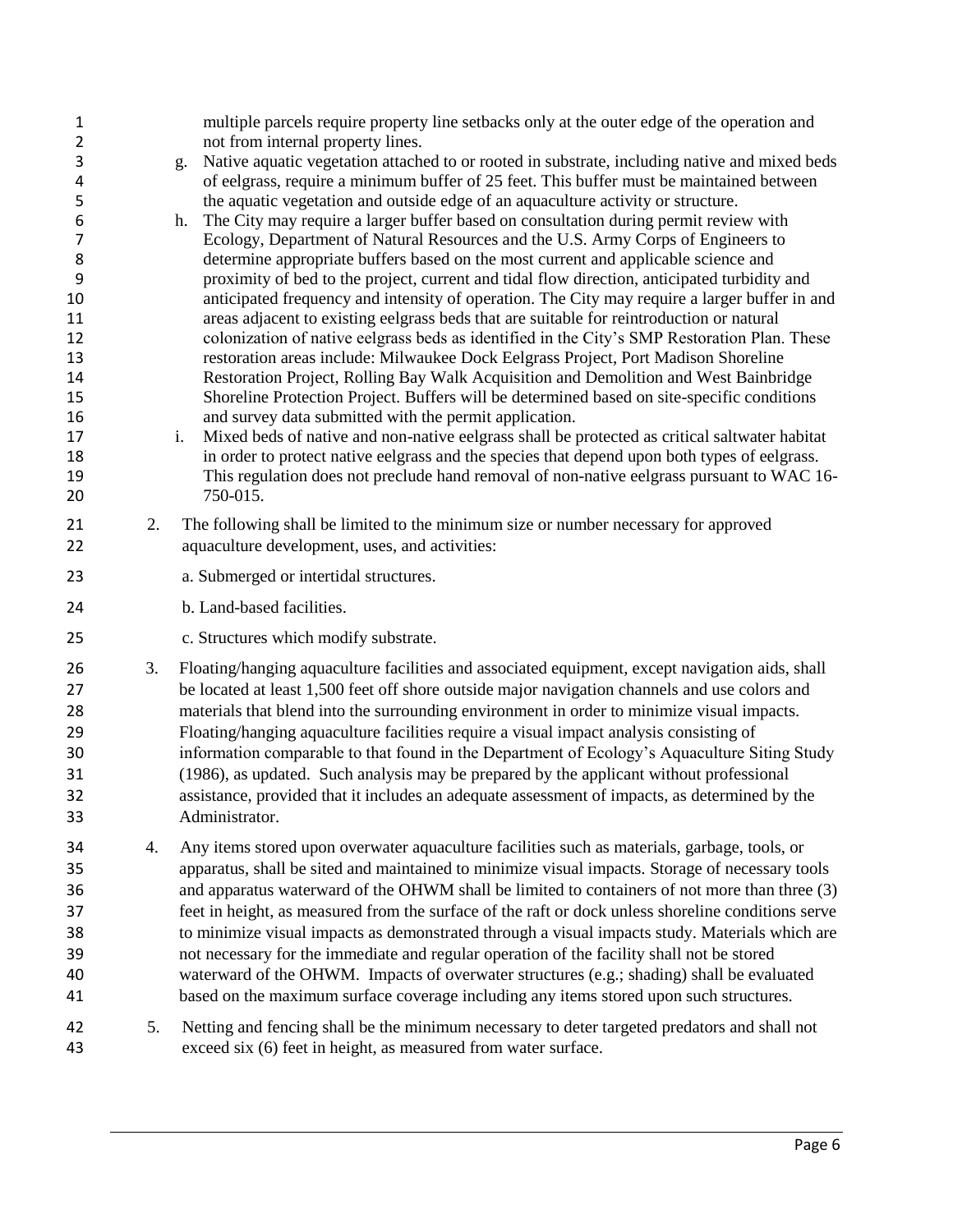multiple parcels require property line setbacks only at the outer edge of the operation and not from internal property lines.

g. Native aquatic vegetation attached to or rooted in substrate, including native and mixed beds of eelgrass, require a minimum buffer of 25 feet. This buffer must be maintained between the aquatic vegetation and outside edge of an aquaculture activity or structure.

h. The City may require a larger buffer based on consultation during permit review with Ecology, Department of Natural Resources and the U.S. Army Corps of Engineers to determine appropriate buffers based on the most current and applicable science and proximity of bed to the project, current and tidal flow direction, anticipated turbidity and anticipated frequency and intensity of operation. The City may require a larger buffer in and areas adjacent to existing eelgrass beds that are suitable for reintroduction or natural colonization of native eelgrass beds as identified in the City's SMP Restoration Plan. These restoration areas include: Milwaukee Dock Eelgrass Project, Port Madison Shoreline Restoration Project, Rolling Bay Walk Acquisition and Demolition and West Bainbridge Shoreline Protection Project. Buffers will be determined based on site-specific conditions and survey data submitted with the permit application.

i. Mixed beds of native and non-native eelgrass shall be protected as critical saltwater habitat in order to protect native eelgrass and the species that depend upon both types of eelgrass. This regulation does not preclude hand removal of non-native eelgrass pursuant to WAC 16-750-015.

2. The following shall be limited to the minimum size or number necessary for approved aquaculture development, uses, and activities:

   a. Submerged or intertidal structures.

   b. Land-based facilities.

   c. Structures which modify substrate.

3. Floating/hanging aquaculture facilities and associated equipment, except navigation aids, shall be located at least 1,500 feet off shore outside major navigation channels and use colors and materials that blend into the surrounding environment in order to minimize visual impacts. Floating/hanging aquaculture facilities require a visual impact analysis consisting of information comparable to that found in the Department of Ecology's Aquaculture Siting Study (1986), as updated. Such analysis may be prepared by the applicant without professional assistance, provided that it includes an adequate assessment of impacts, as determined by the Administrator.

4. Any items stored upon overwater aquaculture facilities such as materials, garbage, tools, or apparatus, shall be sited and maintained to minimize visual impacts. Storage of necessary tools and apparatus waterward of the OHWM shall be limited to containers of not more than three (3) feet in height, as measured from the surface of the raft or dock unless shoreline conditions serve to minimize visual impacts as demonstrated through a visual impacts study. Materials which are not necessary for the immediate and regular operation of the facility shall not be stored waterward of the OHWM. Impacts of overwater structures (e.g.; shading) shall be evaluated based on the maximum surface coverage including any items stored upon such structures.

5. Netting and fencing shall be the minimum necessary to deter targeted predators and shall not exceed six (6) feet in height, as measured from water surface.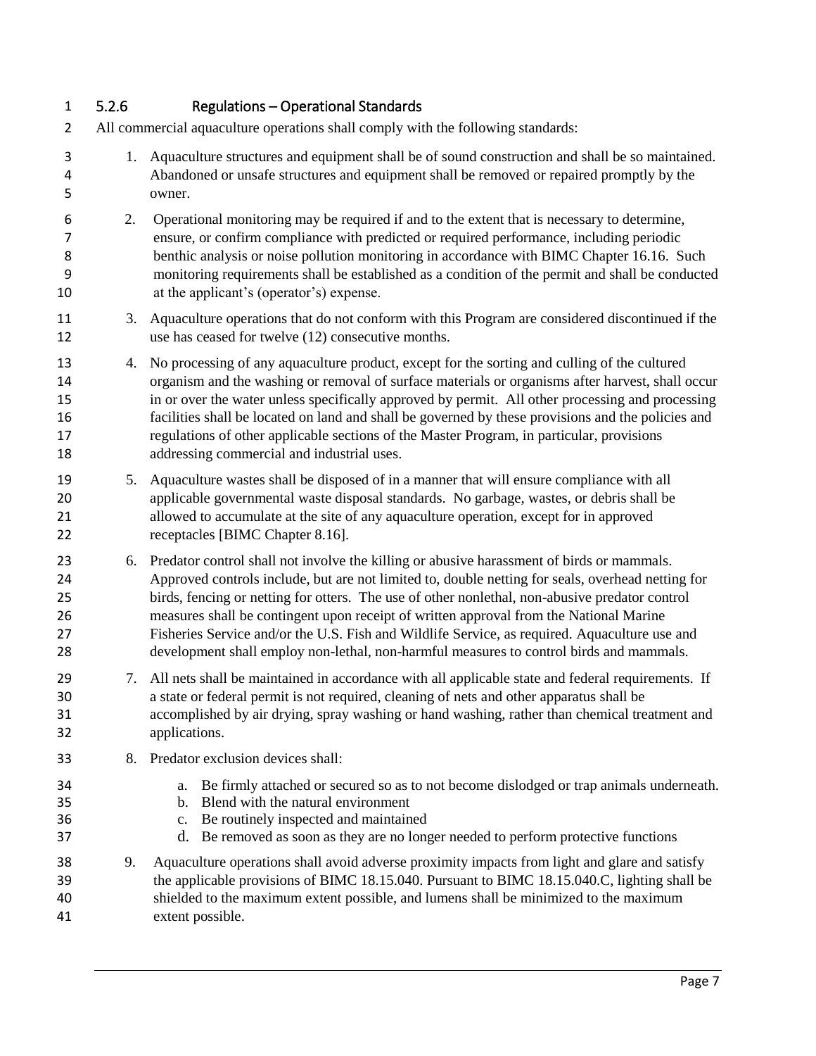### 5.2.6 Regulations – Operational Standards

All commercial aquaculture operations shall comply with the following standards:

1. Aquaculture structures and equipment shall be of sound construction and shall be so maintained. Abandoned or unsafe structures and equipment shall be removed or repaired promptly by the owner.
2. Operational monitoring may be required if and to the extent that is necessary to determine, ensure, or confirm compliance with predicted or required performance, including periodic benthic analysis or noise pollution monitoring in accordance with BIMC Chapter 16.16. Such monitoring requirements shall be established as a condition of the permit and shall be conducted at the applicant's (operator's) expense.
3. Aquaculture operations that do not conform with this Program are considered discontinued if the use has ceased for twelve (12) consecutive months.
4. No processing of any aquaculture product, except for the sorting and culling of the cultured organism and the washing or removal of surface materials or organisms after harvest, shall occur in or over the water unless specifically approved by permit. All other processing and processing facilities shall be located on land and shall be governed by these provisions and the policies and regulations of other applicable sections of the Master Program, in particular, provisions addressing commercial and industrial uses.
5. Aquaculture wastes shall be disposed of in a manner that will ensure compliance with all applicable governmental waste disposal standards. No garbage, wastes, or debris shall be allowed to accumulate at the site of any aquaculture operation, except for in approved receptacles [BIMC Chapter 8.16].
6. Predator control shall not involve the killing or abusive harassment of birds or mammals. Approved controls include, but are not limited to, double netting for seals, overhead netting for birds, fencing or netting for otters. The use of other nonlethal, non-abusive predator control measures shall be contingent upon receipt of written approval from the National Marine Fisheries Service and/or the U.S. Fish and Wildlife Service, as required. Aquaculture use and development shall employ non-lethal, non-harmful measures to control birds and mammals.
7. All nets shall be maintained in accordance with all applicable state and federal requirements. If a state or federal permit is not required, cleaning of nets and other apparatus shall be accomplished by air drying, spray washing or hand washing, rather than chemical treatment and applications.
8. Predator exclusion devices shall:
   a. Be firmly attached or secured so as to not become dislodged or trap animals underneath.
   b. Blend with the natural environment
   c. Be routinely inspected and maintained
   d. Be removed as soon as they are no longer needed to perform protective functions
9. Aquaculture operations shall avoid adverse proximity impacts from light and glare and satisfy the applicable provisions of BIMC 18.15.040. Pursuant to BIMC 18.15.040.C, lighting shall be shielded to the maximum extent possible, and lumens shall be minimized to the maximum extent possible.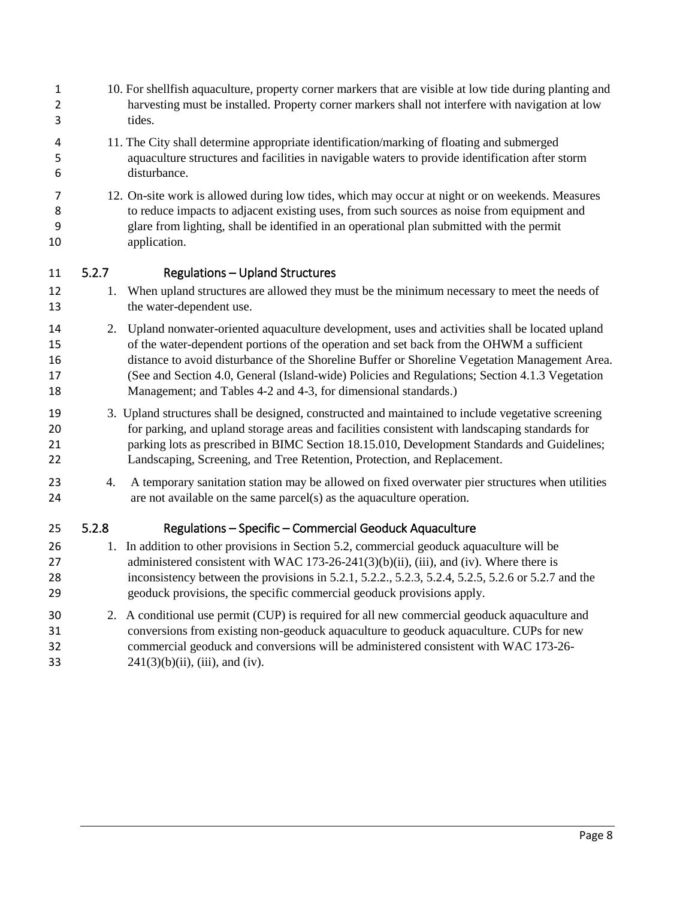10. For shellfish aquaculture, property corner markers that are visible at low tide during planting and harvesting must be installed. Property corner markers shall not interfere with navigation at low tides.

11. The City shall determine appropriate identification/marking of floating and submerged aquaculture structures and facilities in navigable waters to provide identification after storm disturbance.

12. On-site work is allowed during low tides, which may occur at night or on weekends. Measures to reduce impacts to adjacent existing uses, from such sources as noise from equipment and glare from lighting, shall be identified in an operational plan submitted with the permit application.

### 5.2.7 Regulations – Upland Structures

1. When upland structures are allowed they must be the minimum necessary to meet the needs of the water-dependent use.

2. Upland nonwater-oriented aquaculture development, uses and activities shall be located upland of the water-dependent portions of the operation and set back from the OHWM a sufficient distance to avoid disturbance of the Shoreline Buffer or Shoreline Vegetation Management Area. (See and Section 4.0, General (Island-wide) Policies and Regulations; Section 4.1.3 Vegetation Management; and Tables 4-2 and 4-3, for dimensional standards.)

3. Upland structures shall be designed, constructed and maintained to include vegetative screening for parking, and upland storage areas and facilities consistent with landscaping standards for parking lots as prescribed in BIMC Section 18.15.010, Development Standards and Guidelines; Landscaping, Screening, and Tree Retention, Protection, and Replacement.

4. A temporary sanitation station may be allowed on fixed overwater pier structures when utilities are not available on the same parcel(s) as the aquaculture operation.

### 5.2.8 Regulations – Specific – Commercial Geoduck Aquaculture

1. In addition to other provisions in Section 5.2, commercial geoduck aquaculture will be administered consistent with WAC 173-26-241(3)(b)(ii), (iii), and (iv). Where there is inconsistency between the provisions in 5.2.1, 5.2.2., 5.2.3, 5.2.4, 5.2.5, 5.2.6 or 5.2.7 and the geoduck provisions, the specific commercial geoduck provisions apply.

2. A conditional use permit (CUP) is required for all new commercial geoduck aquaculture and conversions from existing non-geoduck aquaculture to geoduck aquaculture. CUPs for new commercial geoduck and conversions will be administered consistent with WAC 173-26-241(3)(b)(ii), (iii), and (iv).